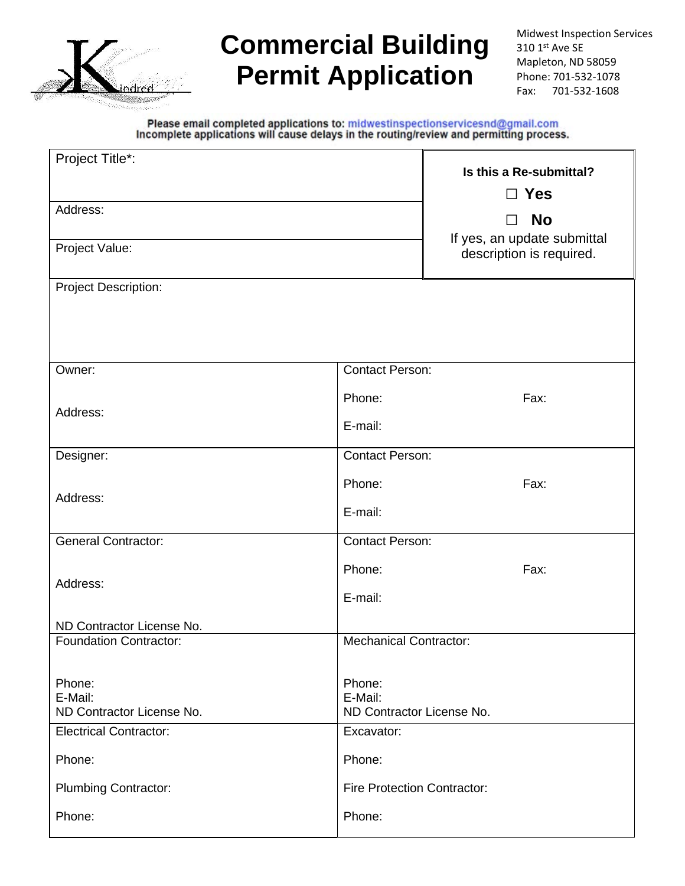# Commercial Building Permit Application

Midwest Inspection Services
310 1st Ave SE
Mapleton, ND 58059
Phone: 701-532-1078
Fax: 701-532-1608

**Please email completed applications to: midwestinspectionservicesnd@gmail.com**
**Incomplete applications will cause delays in the routing/review and permitting process.**

| | |
|---|---|
| Project Title*: | **Is this a Re-submittal?** ☐ **Yes** ☐ **No** If yes, an update submittal description is required. |
| Address: | |
| Project Value: | |
| Project Description: | |
| Owner:<br><br>Address: | Contact Person:<br>Phone: Fax:<br>E-mail: |
| Designer:<br><br>Address: | Contact Person:<br>Phone: Fax:<br>E-mail: |
| General Contractor:<br><br>Address:<br><br>ND Contractor License No. | Contact Person:<br>Phone: Fax:<br>E-mail: |
| Foundation Contractor:<br><br>Phone:<br>E-Mail:<br>ND Contractor License No. | Mechanical Contractor:<br><br>Phone:<br>E-Mail:<br>ND Contractor License No. |
| Electrical Contractor:<br>Phone:<br>Plumbing Contractor:<br>Phone: | Excavator:<br>Phone:<br>Fire Protection Contractor:<br>Phone: |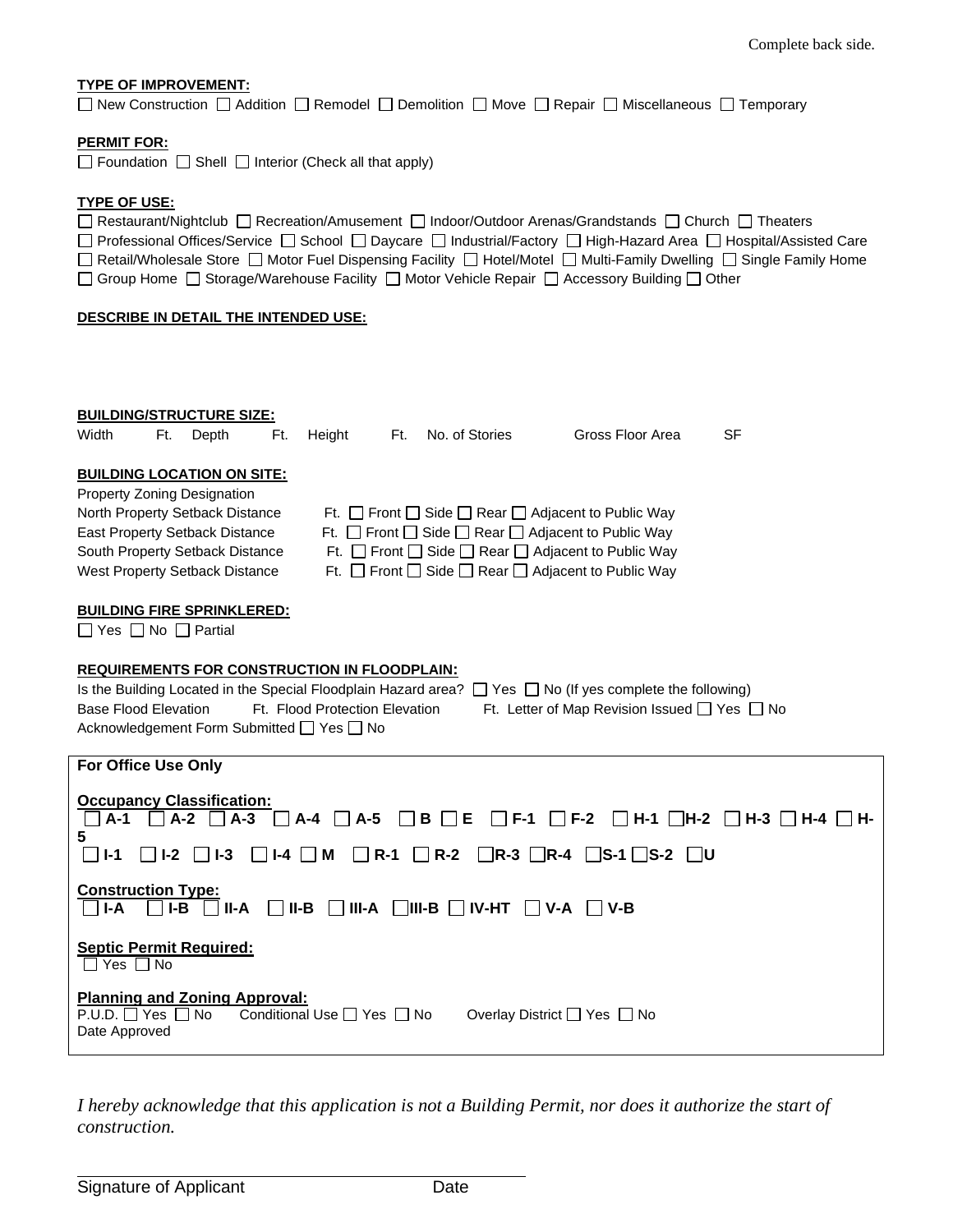Complete back side.

**TYPE OF IMPROVEMENT:**

☐ New Construction ☐ Addition ☐ Remodel ☐ Demolition ☐ Move ☐ Repair ☐ Miscellaneous ☐ Temporary

**PERMIT FOR:**

☐ Foundation ☐ Shell ☐ Interior (Check all that apply)

**TYPE OF USE:**

☐ Restaurant/Nightclub ☐ Recreation/Amusement ☐ Indoor/Outdoor Arenas/Grandstands ☐ Church ☐ Theaters
☐ Professional Offices/Service ☐ School ☐ Daycare ☐ Industrial/Factory ☐ High-Hazard Area ☐ Hospital/Assisted Care
☐ Retail/Wholesale Store ☐ Motor Fuel Dispensing Facility ☐ Hotel/Motel ☐ Multi-Family Dwelling ☐ Single Family Home
☐ Group Home ☐ Storage/Warehouse Facility ☐ Motor Vehicle Repair ☐ Accessory Building ☐ Other

**DESCRIBE IN DETAIL THE INTENDED USE:**

**BUILDING/STRUCTURE SIZE:**

Width Ft. Depth Ft. Height Ft. No. of Stories Gross Floor Area SF

**BUILDING LOCATION ON SITE:**

Property Zoning Designation
North Property Setback Distance Ft. ☐ Front ☐ Side ☐ Rear ☐ Adjacent to Public Way
East Property Setback Distance Ft. ☐ Front ☐ Side ☐ Rear ☐ Adjacent to Public Way
South Property Setback Distance Ft. ☐ Front ☐ Side ☐ Rear ☐ Adjacent to Public Way
West Property Setback Distance Ft. ☐ Front ☐ Side ☐ Rear ☐ Adjacent to Public Way

**BUILDING FIRE SPRINKLERED:**

☐ Yes ☐ No ☐ Partial

**REQUIREMENTS FOR CONSTRUCTION IN FLOODPLAIN:**

Is the Building Located in the Special Floodplain Hazard area? ☐ Yes ☐ No (If yes complete the following)
Base Flood Elevation Ft. Flood Protection Elevation Ft. Letter of Map Revision Issued ☐ Yes ☐ No
Acknowledgement Form Submitted ☐ Yes ☐ No

**For Office Use Only**

**Occupancy Classification:**
☐ A-1 ☐ A-2 ☐ A-3 ☐ A-4 ☐ A-5 ☐ B ☐ E ☐ F-1 ☐ F-2 ☐ H-1 ☐ H-2 ☐ H-3 ☐ H-4 ☐ H-5
☐ I-1 ☐ I-2 ☐ I-3 ☐ I-4 ☐ M ☐ R-1 ☐ R-2 ☐ R-3 ☐ R-4 ☐ S-1 ☐ S-2 ☐ U

**Construction Type:**
☐ I-A ☐ I-B ☐ II-A ☐ II-B ☐ III-A ☐ III-B ☐ IV-HT ☐ V-A ☐ V-B

**Septic Permit Required:**
☐ Yes ☐ No

**Planning and Zoning Approval:**
P.U.D. ☐ Yes ☐ No Conditional Use ☐ Yes ☐ No Overlay District ☐ Yes ☐ No
Date Approved

*I hereby acknowledge that this application is not a Building Permit, nor does it authorize the start of construction.*

Signature of Applicant Date